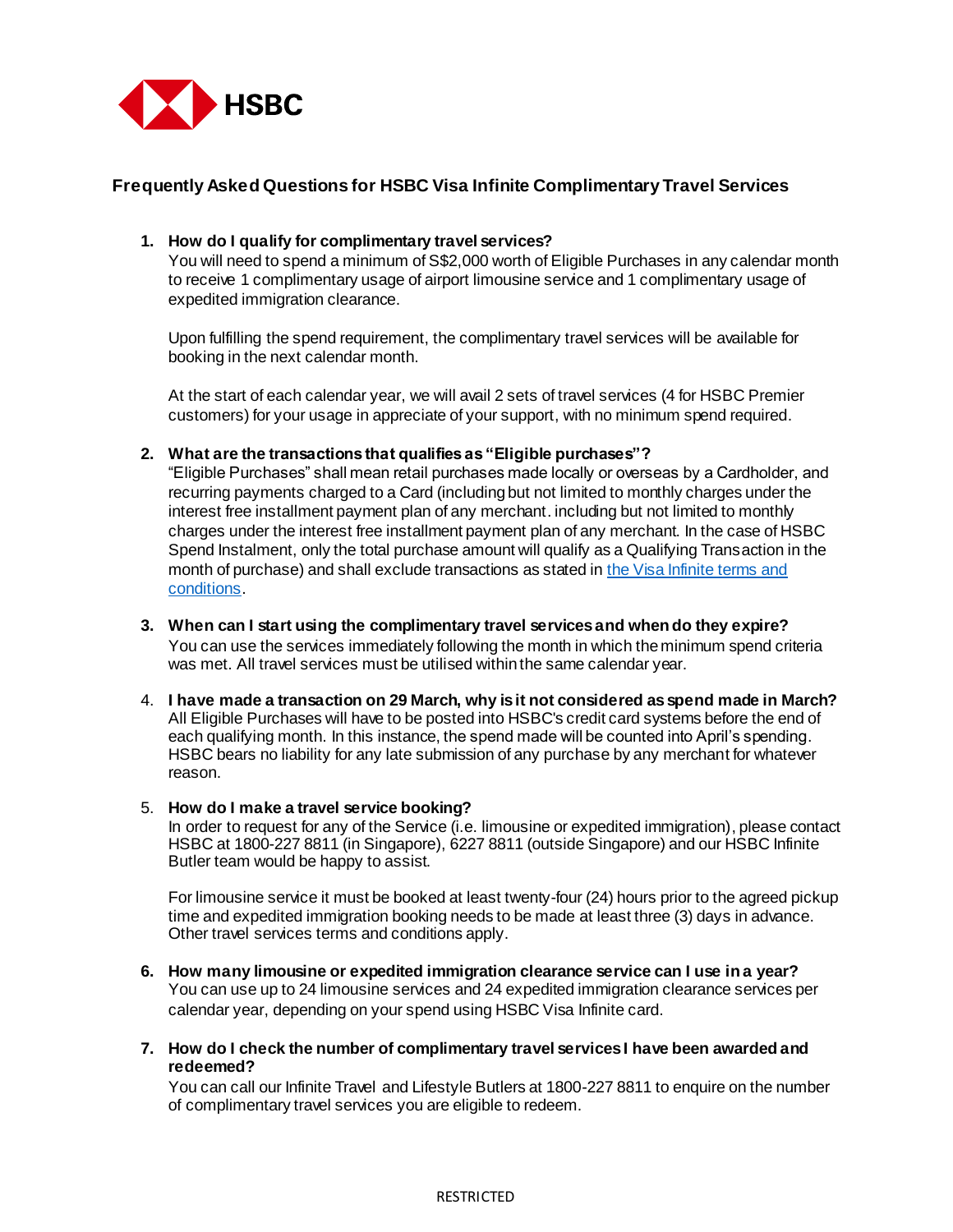HSBC

## Frequently Asked Questions for HSBC Visa Infinite Complimentary Travel Services

1. **How do I qualify for complimentary travel services?**
   You will need to spend a minimum of S$2,000 worth of Eligible Purchases in any calendar month to receive 1 complimentary usage of airport limousine service and 1 complimentary usage of expedited immigration clearance.

   Upon fulfilling the spend requirement, the complimentary travel services will be available for booking in the next calendar month.

   At the start of each calendar year, we will avail 2 sets of travel services (4 for HSBC Premier customers) for your usage in appreciate of your support, with no minimum spend required.

2. **What are the transactions that qualifies as "Eligible purchases"?**
   "Eligible Purchases" shall mean retail purchases made locally or overseas by a Cardholder, and recurring payments charged to a Card (including but not limited to monthly charges under the interest free installment payment plan of any merchant. including but not limited to monthly charges under the interest free installment payment plan of any merchant. In the case of HSBC Spend Instalment, only the total purchase amount will qualify as a Qualifying Transaction in the month of purchase) and shall exclude transactions as stated in [the Visa Infinite terms and conditions]().

3. **When can I start using the complimentary travel services and when do they expire?**
   You can use the services immediately following the month in which the minimum spend criteria was met. All travel services must be utilised within the same calendar year.

4. **I have made a transaction on 29 March, why is it not considered as spend made in March?**
   All Eligible Purchases will have to be posted into HSBC's credit card systems before the end of each qualifying month. In this instance, the spend made will be counted into April's spending. HSBC bears no liability for any late submission of any purchase by any merchant for whatever reason.

5. **How do I make a travel service booking?**
   In order to request for any of the Service (i.e. limousine or expedited immigration), please contact HSBC at 1800-227 8811 (in Singapore), 6227 8811 (outside Singapore) and our HSBC Infinite Butler team would be happy to assist.

   For limousine service it must be booked at least twenty-four (24) hours prior to the agreed pickup time and expedited immigration booking needs to be made at least three (3) days in advance. Other travel services terms and conditions apply.

6. **How many limousine or expedited immigration clearance service can I use in a year?**
   You can use up to 24 limousine services and 24 expedited immigration clearance services per calendar year, depending on your spend using HSBC Visa Infinite card.

7. **How do I check the number of complimentary travel services I have been awarded and redeemed?**
   You can call our Infinite Travel and Lifestyle Butlers at 1800-227 8811 to enquire on the number of complimentary travel services you are eligible to redeem.

RESTRICTED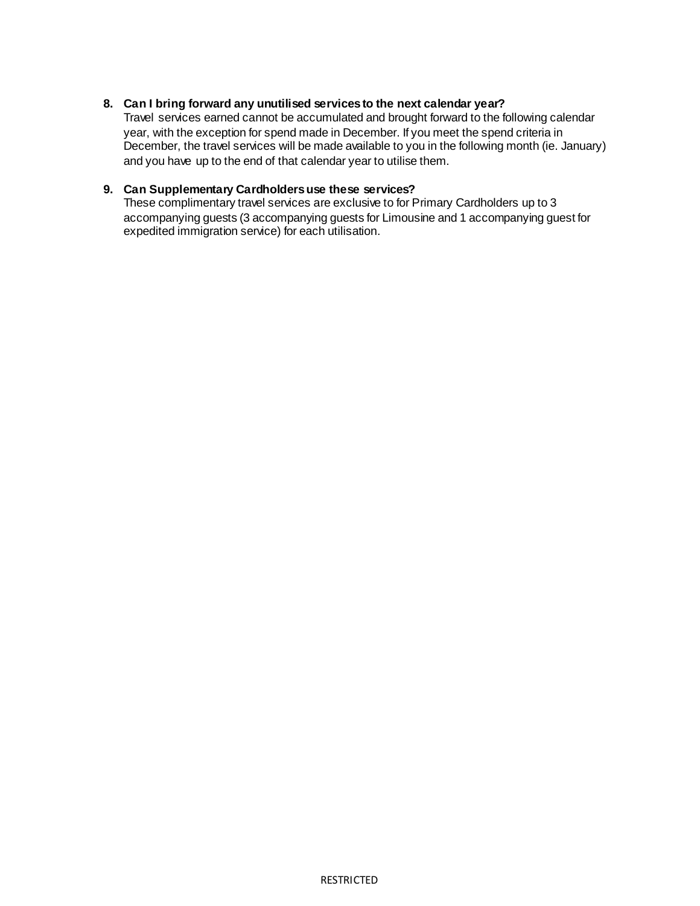8. **Can I bring forward any unutilised services to the next calendar year?**
   Travel services earned cannot be accumulated and brought forward to the following calendar year, with the exception for spend made in December. If you meet the spend criteria in December, the travel services will be made available to you in the following month (ie. January) and you have up to the end of that calendar year to utilise them.

9. **Can Supplementary Cardholders use these services?**
   These complimentary travel services are exclusive to for Primary Cardholders up to 3 accompanying guests (3 accompanying guests for Limousine and 1 accompanying guest for expedited immigration service) for each utilisation.

RESTRICTED